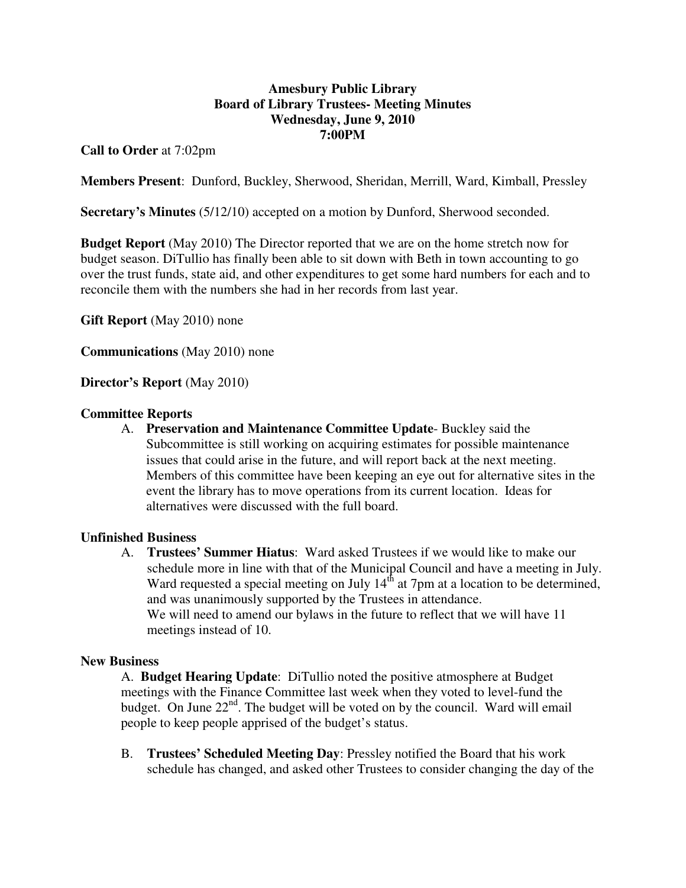**Amesbury Public Library**
**Board of Library Trustees- Meeting Minutes**
**Wednesday, June 9, 2010**
**7:00PM**

**Call to Order** at 7:02pm

**Members Present**: Dunford, Buckley, Sherwood, Sheridan, Merrill, Ward, Kimball, Pressley

**Secretary's Minutes** (5/12/10) accepted on a motion by Dunford, Sherwood seconded.

**Budget Report** (May 2010) The Director reported that we are on the home stretch now for budget season. DiTullio has finally been able to sit down with Beth in town accounting to go over the trust funds, state aid, and other expenditures to get some hard numbers for each and to reconcile them with the numbers she had in her records from last year.

**Gift Report** (May 2010) none

**Communications** (May 2010) none

**Director's Report** (May 2010)

**Committee Reports**

A. **Preservation and Maintenance Committee Update**- Buckley said the Subcommittee is still working on acquiring estimates for possible maintenance issues that could arise in the future, and will report back at the next meeting. Members of this committee have been keeping an eye out for alternative sites in the event the library has to move operations from its current location. Ideas for alternatives were discussed with the full board.

**Unfinished Business**

A. **Trustees' Summer Hiatus**: Ward asked Trustees if we would like to make our schedule more in line with that of the Municipal Council and have a meeting in July. Ward requested a special meeting on July 14th at 7pm at a location to be determined, and was unanimously supported by the Trustees in attendance.
We will need to amend our bylaws in the future to reflect that we will have 11 meetings instead of 10.

**New Business**

A. **Budget Hearing Update**: DiTullio noted the positive atmosphere at Budget meetings with the Finance Committee last week when they voted to level-fund the budget. On June 22nd. The budget will be voted on by the council. Ward will email people to keep people apprised of the budget's status.

B. **Trustees' Scheduled Meeting Day**: Pressley notified the Board that his work schedule has changed, and asked other Trustees to consider changing the day of the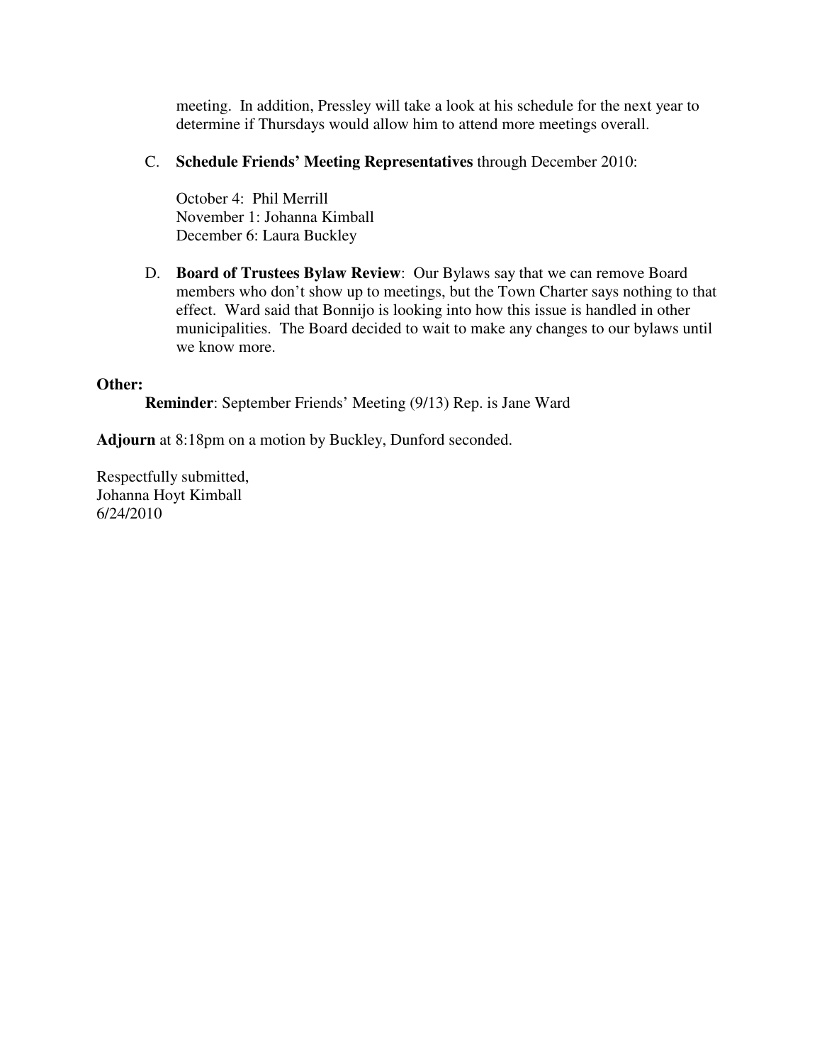meeting. In addition, Pressley will take a look at his schedule for the next year to determine if Thursdays would allow him to attend more meetings overall.

C. **Schedule Friends' Meeting Representatives** through December 2010:

October 4: Phil Merrill
November 1: Johanna Kimball
December 6: Laura Buckley

D. **Board of Trustees Bylaw Review**: Our Bylaws say that we can remove Board members who don't show up to meetings, but the Town Charter says nothing to that effect. Ward said that Bonnijo is looking into how this issue is handled in other municipalities. The Board decided to wait to make any changes to our bylaws until we know more.

**Other:**

**Reminder**: September Friends' Meeting (9/13) Rep. is Jane Ward

**Adjourn** at 8:18pm on a motion by Buckley, Dunford seconded.

Respectfully submitted,
Johanna Hoyt Kimball
6/24/2010